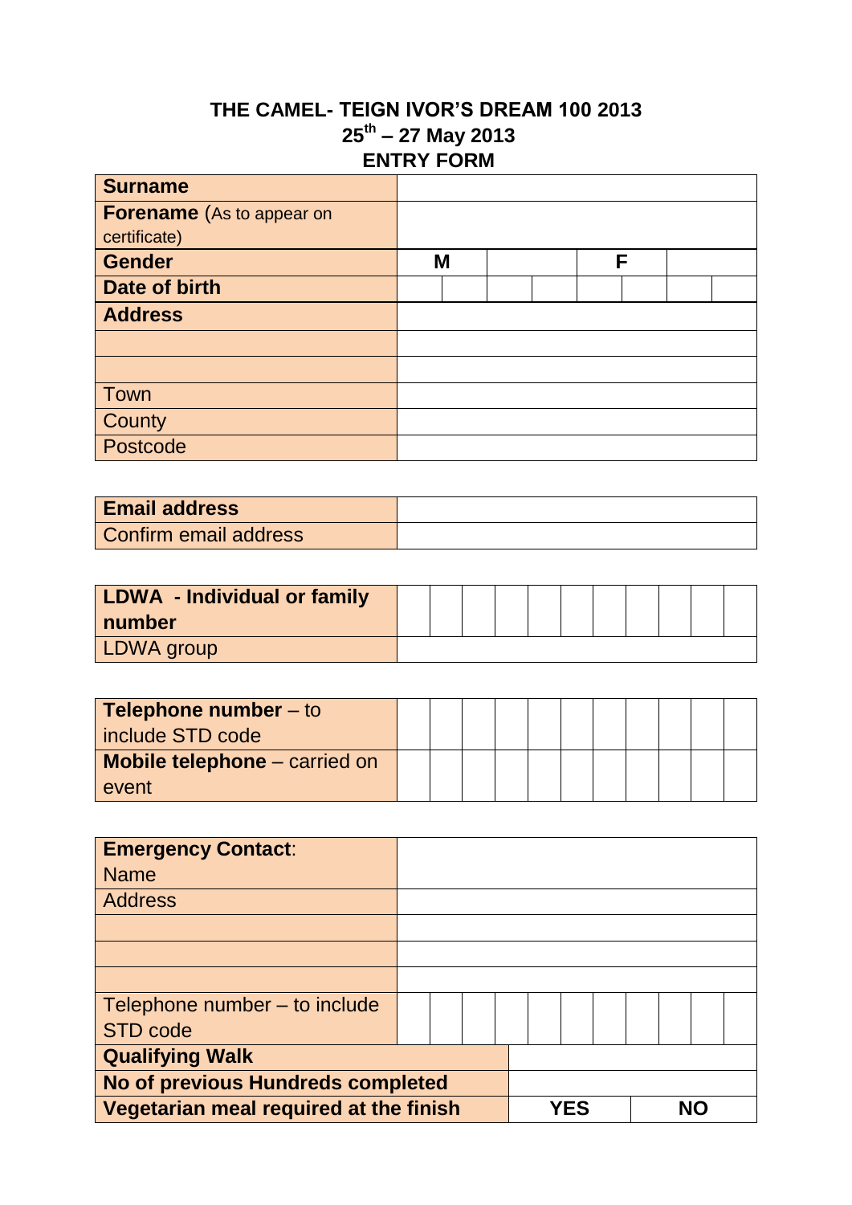# THE CAMEL- TEIGN IVOR'S DREAM 100 2013

## 25th – 27 May 2013

## ENTRY FORM

| | | | | | | | | |
|---|---|---|---|---|---|---|---|---|
| **Surname** | | | | | | | | |
| **Forename** (As to appear on certificate) | | | | | | | | |
| **Gender** | **M** | | | | **F** | | | |
| **Date of birth** | | | | | | | | |
| **Address** | | | | | | | | |
| | | | | | | | | |
| | | | | | | | | |
| Town | | | | | | | | |
| County | | | | | | | | |
| Postcode | | | | | | | | |

| | |
|---|---|
| **Email address** | |
| Confirm email address | |

| | | | | | | | | | | | |
|---|---|---|---|---|---|---|---|---|---|---|---|
| **LDWA - Individual or family number** | | | | | | | | | | | |
| LDWA group | | | | | | | | | | | |

| | | | | | | | | | | | |
|---|---|---|---|---|---|---|---|---|---|---|---|
| **Telephone number** – to include STD code | | | | | | | | | | | |
| **Mobile telephone** – carried on event | | | | | | | | | | | |

| | | |
|---|---|---|
| **Emergency Contact**: Name | | |
| Address | | |
| | | |
| | | |
| | | |
| Telephone number – to include STD code | | |
| **Qualifying Walk** | | |
| **No of previous Hundreds completed** | | |
| **Vegetarian meal required at the finish** | **YES** | **NO** |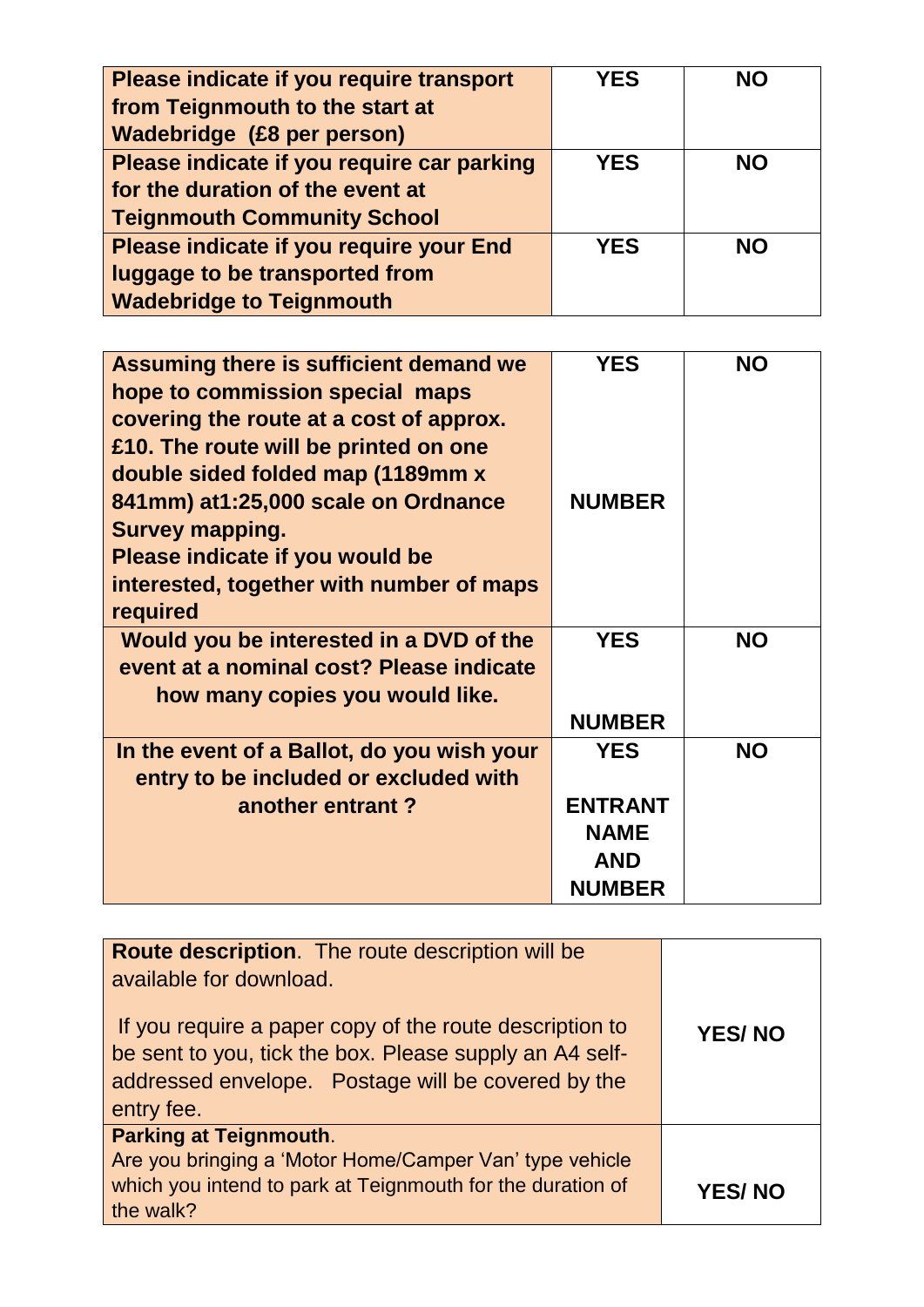| Please indicate if you require transport from Teignmouth to the start at Wadebridge (£8 per person) | YES | NO |
| --- | --- | --- |
| Please indicate if you require car parking for the duration of the event at Teignmouth Community School | YES | NO |
| Please indicate if you require your End luggage to be transported from Wadebridge to Teignmouth | YES | NO |

| Assuming there is sufficient demand we hope to commission special maps covering the route at a cost of approx. £10. The route will be printed on one double sided folded map (1189mm x 841mm) at1:25,000 scale on Ordnance Survey mapping. Please indicate if you would be interested, together with number of maps required | YES<br><br>NUMBER | NO |
| --- | --- | --- |
| Would you be interested in a DVD of the event at a nominal cost? Please indicate how many copies you would like. | YES<br><br>NUMBER | NO |
| In the event of a Ballot, do you wish your entry to be included or excluded with another entrant ? | YES<br><br>ENTRANT NAME AND NUMBER | NO |

| **Route description**. The route description will be available for download.<br><br>If you require a paper copy of the route description to be sent to you, tick the box. Please supply an A4 self-addressed envelope. Postage will be covered by the entry fee. | YES/ NO |
| --- | --- |
| **Parking at Teignmouth**.<br>Are you bringing a 'Motor Home/Camper Van' type vehicle which you intend to park at Teignmouth for the duration of the walk? | YES/ NO |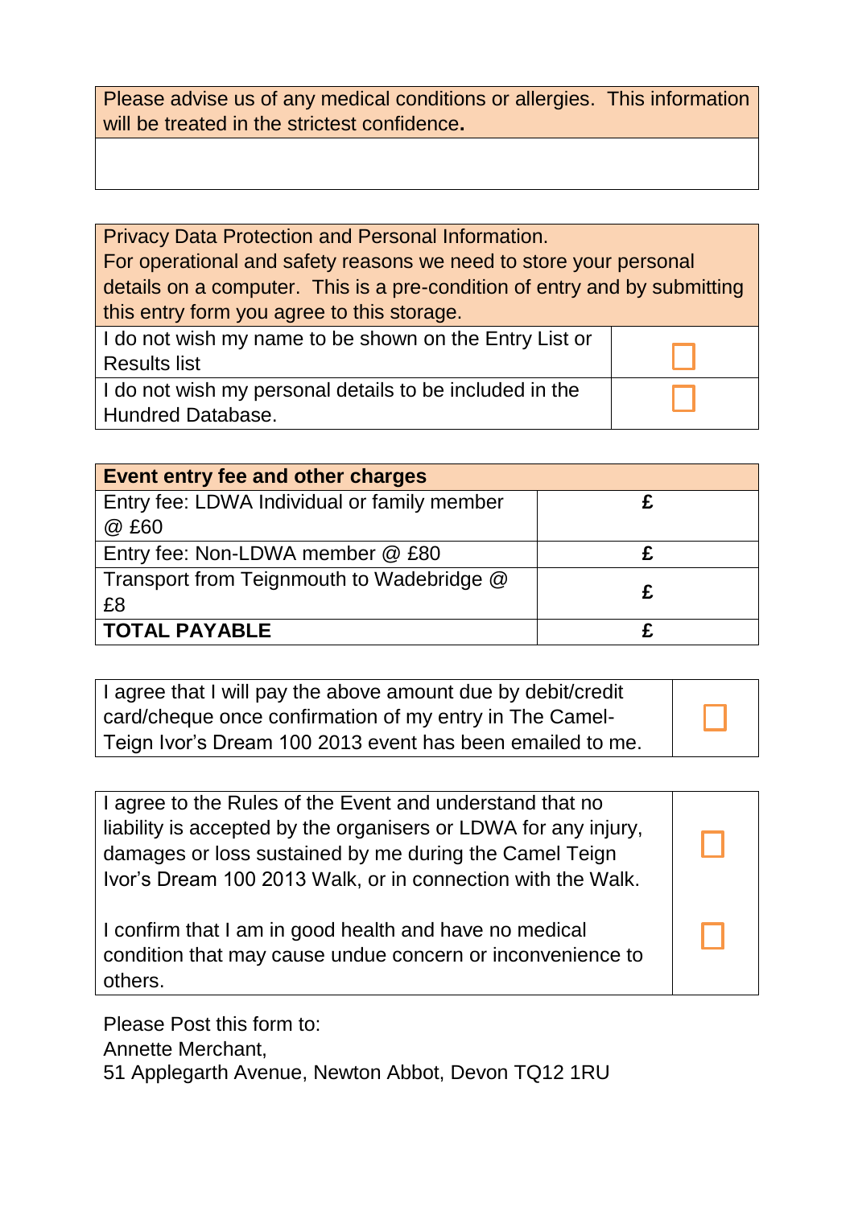| Please advise us of any medical conditions or allergies. This information will be treated in the strictest confidence. |
| --- |
| |

| Privacy Data Protection and Personal Information. For operational and safety reasons we need to store your personal details on a computer. This is a pre-condition of entry and by submitting this entry form you agree to this storage. | |
| --- | --- |
| I do not wish my name to be shown on the Entry List or Results list | ☐ |
| I do not wish my personal details to be included in the Hundred Database. | ☐ |

| **Event entry fee and other charges** | |
| --- | --- |
| Entry fee: LDWA Individual or family member @ £60 | £ |
| Entry fee: Non-LDWA member @ £80 | £ |
| Transport from Teignmouth to Wadebridge @ £8 | £ |
| **TOTAL PAYABLE** | £ |

| | |
| --- | --- |
| I agree that I will pay the above amount due by debit/credit card/cheque once confirmation of my entry in The Camel-Teign Ivor's Dream 100 2013 event has been emailed to me. | ☐ |

| | |
| --- | --- |
| I agree to the Rules of the Event and understand that no liability is accepted by the organisers or LDWA for any injury, damages or loss sustained by me during the Camel Teign Ivor's Dream 100 2013 Walk, or in connection with the Walk. | ☐ |
| I confirm that I am in good health and have no medical condition that may cause undue concern or inconvenience to others. | ☐ |

Please Post this form to:
Annette Merchant,
51 Applegarth Avenue, Newton Abbot, Devon TQ12 1RU